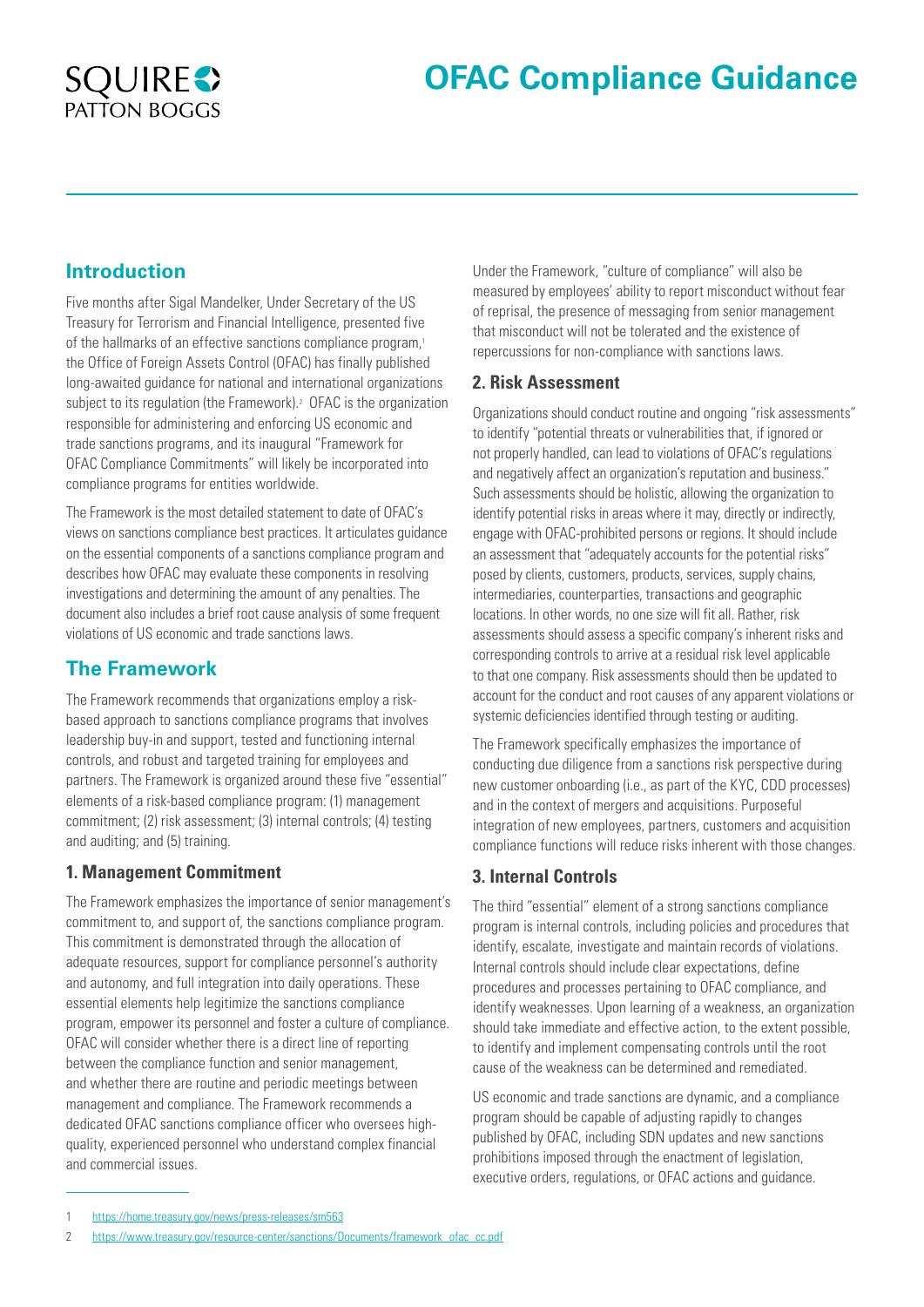# OFAC Compliance Guidance

## Introduction

Five months after Sigal Mandelker, Under Secretary of the US Treasury for Terrorism and Financial Intelligence, presented five of the hallmarks of an effective sanctions compliance program,[1] the Office of Foreign Assets Control (OFAC) has finally published long-awaited guidance for national and international organizations subject to its regulation (the Framework).[2] OFAC is the organization responsible for administering and enforcing US economic and trade sanctions programs, and its inaugural "Framework for OFAC Compliance Commitments" will likely be incorporated into compliance programs for entities worldwide.

The Framework is the most detailed statement to date of OFAC's views on sanctions compliance best practices. It articulates guidance on the essential components of a sanctions compliance program and describes how OFAC may evaluate these components in resolving investigations and determining the amount of any penalties. The document also includes a brief root cause analysis of some frequent violations of US economic and trade sanctions laws.

## The Framework

The Framework recommends that organizations employ a risk-based approach to sanctions compliance programs that involves leadership buy-in and support, tested and functioning internal controls, and robust and targeted training for employees and partners. The Framework is organized around these five "essential" elements of a risk-based compliance program: (1) management commitment; (2) risk assessment; (3) internal controls; (4) testing and auditing; and (5) training.

### 1. Management Commitment

The Framework emphasizes the importance of senior management's commitment to, and support of, the sanctions compliance program. This commitment is demonstrated through the allocation of adequate resources, support for compliance personnel's authority and autonomy, and full integration into daily operations. These essential elements help legitimize the sanctions compliance program, empower its personnel and foster a culture of compliance. OFAC will consider whether there is a direct line of reporting between the compliance function and senior management, and whether there are routine and periodic meetings between management and compliance. The Framework recommends a dedicated OFAC sanctions compliance officer who oversees high-quality, experienced personnel who understand complex financial and commercial issues.

Under the Framework, "culture of compliance" will also be measured by employees' ability to report misconduct without fear of reprisal, the presence of messaging from senior management that misconduct will not be tolerated and the existence of repercussions for non-compliance with sanctions laws.

### 2. Risk Assessment

Organizations should conduct routine and ongoing "risk assessments" to identify "potential threats or vulnerabilities that, if ignored or not properly handled, can lead to violations of OFAC's regulations and negatively affect an organization's reputation and business." Such assessments should be holistic, allowing the organization to identify potential risks in areas where it may, directly or indirectly, engage with OFAC-prohibited persons or regions. It should include an assessment that "adequately accounts for the potential risks" posed by clients, customers, products, services, supply chains, intermediaries, counterparties, transactions and geographic locations. In other words, no one size will fit all. Rather, risk assessments should assess a specific company's inherent risks and corresponding controls to arrive at a residual risk level applicable to that one company. Risk assessments should then be updated to account for the conduct and root causes of any apparent violations or systemic deficiencies identified through testing or auditing.

The Framework specifically emphasizes the importance of conducting due diligence from a sanctions risk perspective during new customer onboarding (i.e., as part of the KYC, CDD processes) and in the context of mergers and acquisitions. Purposeful integration of new employees, partners, customers and acquisition compliance functions will reduce risks inherent with those changes.

### 3. Internal Controls

The third "essential" element of a strong sanctions compliance program is internal controls, including policies and procedures that identify, escalate, investigate and maintain records of violations. Internal controls should include clear expectations, define procedures and processes pertaining to OFAC compliance, and identify weaknesses. Upon learning of a weakness, an organization should take immediate and effective action, to the extent possible, to identify and implement compensating controls until the root cause of the weakness can be determined and remediated.

US economic and trade sanctions are dynamic, and a compliance program should be capable of adjusting rapidly to changes published by OFAC, including SDN updates and new sanctions prohibitions imposed through the enactment of legislation, executive orders, regulations, or OFAC actions and guidance.

---

1 https://home.treasury.gov/news/press-releases/sm563

2 https://www.treasury.gov/resource-center/sanctions/Documents/framework_ofac_cc.pdf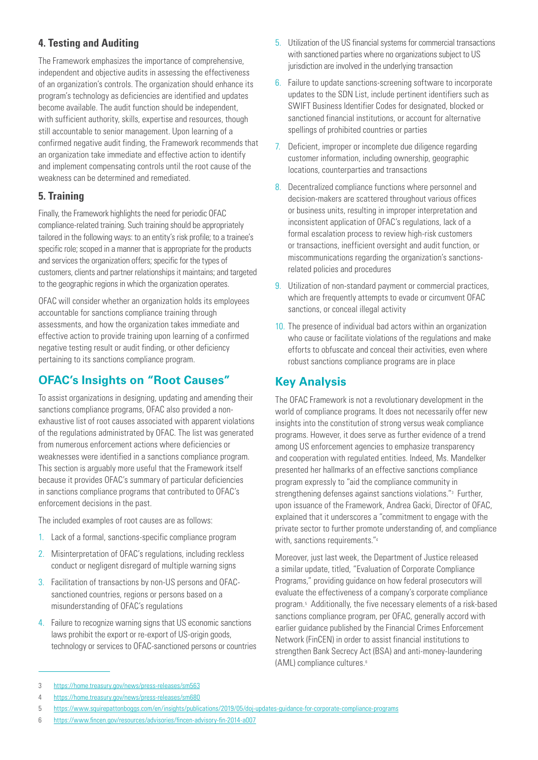### 4. Testing and Auditing

The Framework emphasizes the importance of comprehensive, independent and objective audits in assessing the effectiveness of an organization's controls. The organization should enhance its program's technology as deficiencies are identified and updates become available. The audit function should be independent, with sufficient authority, skills, expertise and resources, though still accountable to senior management. Upon learning of a confirmed negative audit finding, the Framework recommends that an organization take immediate and effective action to identify and implement compensating controls until the root cause of the weakness can be determined and remediated.

### 5. Training

Finally, the Framework highlights the need for periodic OFAC compliance-related training. Such training should be appropriately tailored in the following ways: to an entity's risk profile; to a trainee's specific role; scoped in a manner that is appropriate for the products and services the organization offers; specific for the types of customers, clients and partner relationships it maintains; and targeted to the geographic regions in which the organization operates.

OFAC will consider whether an organization holds its employees accountable for sanctions compliance training through assessments, and how the organization takes immediate and effective action to provide training upon learning of a confirmed negative testing result or audit finding, or other deficiency pertaining to its sanctions compliance program.

## OFAC's Insights on "Root Causes"

To assist organizations in designing, updating and amending their sanctions compliance programs, OFAC also provided a non-exhaustive list of root causes associated with apparent violations of the regulations administrated by OFAC. The list was generated from numerous enforcement actions where deficiencies or weaknesses were identified in a sanctions compliance program. This section is arguably more useful that the Framework itself because it provides OFAC's summary of particular deficiencies in sanctions compliance programs that contributed to OFAC's enforcement decisions in the past.

The included examples of root causes are as follows:

1. Lack of a formal, sanctions-specific compliance program
2. Misinterpretation of OFAC's regulations, including reckless conduct or negligent disregard of multiple warning signs
3. Facilitation of transactions by non-US persons and OFAC-sanctioned countries, regions or persons based on a misunderstanding of OFAC's regulations
4. Failure to recognize warning signs that US economic sanctions laws prohibit the export or re-export of US-origin goods, technology or services to OFAC-sanctioned persons or countries
5. Utilization of the US financial systems for commercial transactions with sanctioned parties where no organizations subject to US jurisdiction are involved in the underlying transaction
6. Failure to update sanctions-screening software to incorporate updates to the SDN List, include pertinent identifiers such as SWIFT Business Identifier Codes for designated, blocked or sanctioned financial institutions, or account for alternative spellings of prohibited countries or parties
7. Deficient, improper or incomplete due diligence regarding customer information, including ownership, geographic locations, counterparties and transactions
8. Decentralized compliance functions where personnel and decision-makers are scattered throughout various offices or business units, resulting in improper interpretation and inconsistent application of OFAC's regulations, lack of a formal escalation process to review high-risk customers or transactions, inefficient oversight and audit function, or miscommunications regarding the organization's sanctions-related policies and procedures
9. Utilization of non-standard payment or commercial practices, which are frequently attempts to evade or circumvent OFAC sanctions, or conceal illegal activity
10. The presence of individual bad actors within an organization who cause or facilitate violations of the regulations and make efforts to obfuscate and conceal their activities, even where robust sanctions compliance programs are in place

## Key Analysis

The OFAC Framework is not a revolutionary development in the world of compliance programs. It does not necessarily offer new insights into the constitution of strong versus weak compliance programs. However, it does serve as further evidence of a trend among US enforcement agencies to emphasize transparency and cooperation with regulated entities. Indeed, Ms. Mandelker presented her hallmarks of an effective sanctions compliance program expressly to "aid the compliance community in strengthening defenses against sanctions violations."[3] Further, upon issuance of the Framework, Andrea Gacki, Director of OFAC, explained that it underscores a "commitment to engage with the private sector to further promote understanding of, and compliance with, sanctions requirements."[4]

Moreover, just last week, the Department of Justice released a similar update, titled, "Evaluation of Corporate Compliance Programs," providing guidance on how federal prosecutors will evaluate the effectiveness of a company's corporate compliance program.[5] Additionally, the five necessary elements of a risk-based sanctions compliance program, per OFAC, generally accord with earlier guidance published by the Financial Crimes Enforcement Network (FinCEN) in order to assist financial institutions to strengthen Bank Secrecy Act (BSA) and anti-money-laundering (AML) compliance cultures.[6]

---

3 https://home.treasury.gov/news/press-releases/sm563

4 https://home.treasury.gov/news/press-releases/sm680

5 https://www.squirepattonboggs.com/en/insights/publications/2019/05/doj-updates-guidance-for-corporate-compliance-programs

6 https://www.fincen.gov/resources/advisories/fincen-advisory-fin-2014-a007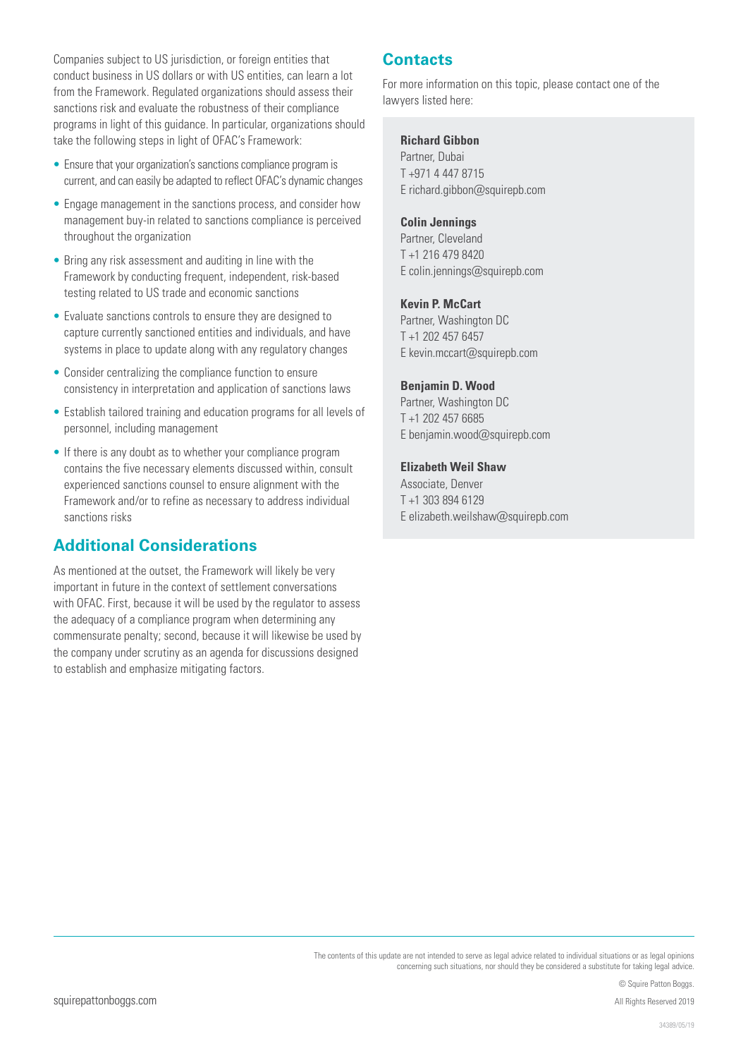Companies subject to US jurisdiction, or foreign entities that conduct business in US dollars or with US entities, can learn a lot from the Framework. Regulated organizations should assess their sanctions risk and evaluate the robustness of their compliance programs in light of this guidance. In particular, organizations should take the following steps in light of OFAC's Framework:

- Ensure that your organization's sanctions compliance program is current, and can easily be adapted to reflect OFAC's dynamic changes
- Engage management in the sanctions process, and consider how management buy-in related to sanctions compliance is perceived throughout the organization
- Bring any risk assessment and auditing in line with the Framework by conducting frequent, independent, risk-based testing related to US trade and economic sanctions
- Evaluate sanctions controls to ensure they are designed to capture currently sanctioned entities and individuals, and have systems in place to update along with any regulatory changes
- Consider centralizing the compliance function to ensure consistency in interpretation and application of sanctions laws
- Establish tailored training and education programs for all levels of personnel, including management
- If there is any doubt as to whether your compliance program contains the five necessary elements discussed within, consult experienced sanctions counsel to ensure alignment with the Framework and/or to refine as necessary to address individual sanctions risks

## Additional Considerations

As mentioned at the outset, the Framework will likely be very important in future in the context of settlement conversations with OFAC. First, because it will be used by the regulator to assess the adequacy of a compliance program when determining any commensurate penalty; second, because it will likewise be used by the company under scrutiny as an agenda for discussions designed to establish and emphasize mitigating factors.

## Contacts

For more information on this topic, please contact one of the lawyers listed here:

**Richard Gibbon**
Partner, Dubai
T +971 4 447 8715
E richard.gibbon@squirepb.com

**Colin Jennings**
Partner, Cleveland
T +1 216 479 8420
E colin.jennings@squirepb.com

**Kevin P. McCart**
Partner, Washington DC
T +1 202 457 6457
E kevin.mccart@squirepb.com

**Benjamin D. Wood**
Partner, Washington DC
T +1 202 457 6685
E benjamin.wood@squirepb.com

**Elizabeth Weil Shaw**
Associate, Denver
T +1 303 894 6129
E elizabeth.weilshaw@squirepb.com

The contents of this update are not intended to serve as legal advice related to individual situations or as legal opinions concerning such situations, nor should they be considered a substitute for taking legal advice.

squirepattonboggs.com

© Squire Patton Boggs.

All Rights Reserved 2019

34389/05/19